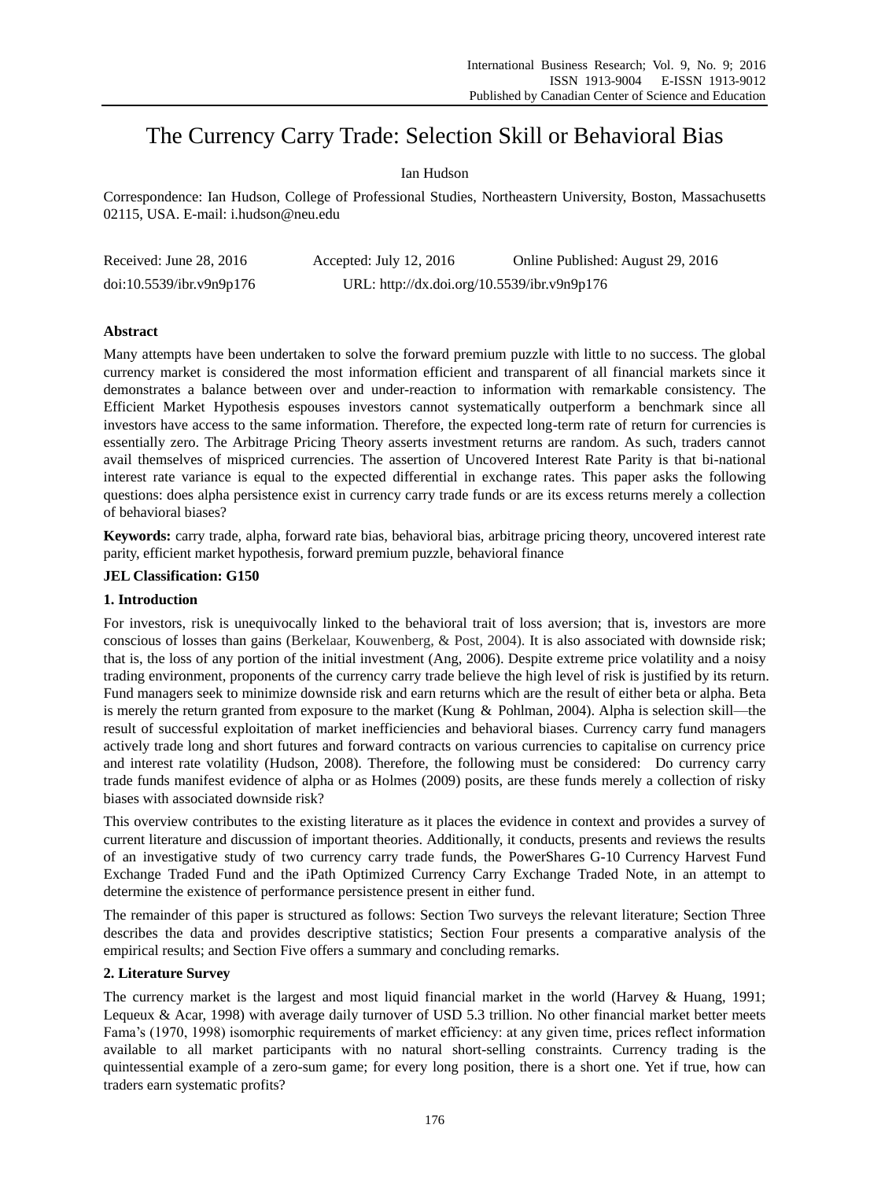# The Currency Carry Trade: Selection Skill or Behavioral Bias

Ian Hudson

Correspondence: Ian Hudson, College of Professional Studies, Northeastern University, Boston, Massachusetts 02115, USA. E-mail: i.hudson@neu.edu

Received: June 28, 2016 Accepted: July 12, 2016 Online Published: August 29, 2016

doi:10.5539/ibr.v9n9p176 URL: http://dx.doi.org/10.5539/ibr.v9n9p176

## Abstract

Many attempts have been undertaken to solve the forward premium puzzle with little to no success. The global currency market is considered the most information efficient and transparent of all financial markets since it demonstrates a balance between over and under-reaction to information with remarkable consistency. The Efficient Market Hypothesis espouses investors cannot systematically outperform a benchmark since all investors have access to the same information. Therefore, the expected long-term rate of return for currencies is essentially zero. The Arbitrage Pricing Theory asserts investment returns are random. As such, traders cannot avail themselves of mispriced currencies. The assertion of Uncovered Interest Rate Parity is that bi-national interest rate variance is equal to the expected differential in exchange rates. This paper asks the following questions: does alpha persistence exist in currency carry trade funds or are its excess returns merely a collection of behavioral biases?

**Keywords:** carry trade, alpha, forward rate bias, behavioral bias, arbitrage pricing theory, uncovered interest rate parity, efficient market hypothesis, forward premium puzzle, behavioral finance

**JEL Classification: G150**

## 1. Introduction

For investors, risk is unequivocally linked to the behavioral trait of loss aversion; that is, investors are more conscious of losses than gains (Berkelaar, Kouwenberg, & Post, 2004). It is also associated with downside risk; that is, the loss of any portion of the initial investment (Ang, 2006). Despite extreme price volatility and a noisy trading environment, proponents of the currency carry trade believe the high level of risk is justified by its return. Fund managers seek to minimize downside risk and earn returns which are the result of either beta or alpha. Beta is merely the return granted from exposure to the market (Kung & Pohlman, 2004). Alpha is selection skill—the result of successful exploitation of market inefficiencies and behavioral biases. Currency carry fund managers actively trade long and short futures and forward contracts on various currencies to capitalise on currency price and interest rate volatility (Hudson, 2008). Therefore, the following must be considered: Do currency carry trade funds manifest evidence of alpha or as Holmes (2009) posits, are these funds merely a collection of risky biases with associated downside risk?

This overview contributes to the existing literature as it places the evidence in context and provides a survey of current literature and discussion of important theories. Additionally, it conducts, presents and reviews the results of an investigative study of two currency carry trade funds, the PowerShares G-10 Currency Harvest Fund Exchange Traded Fund and the iPath Optimized Currency Carry Exchange Traded Note, in an attempt to determine the existence of performance persistence present in either fund.

The remainder of this paper is structured as follows: Section Two surveys the relevant literature; Section Three describes the data and provides descriptive statistics; Section Four presents a comparative analysis of the empirical results; and Section Five offers a summary and concluding remarks.

## 2. Literature Survey

The currency market is the largest and most liquid financial market in the world (Harvey & Huang, 1991; Lequeux & Acar, 1998) with average daily turnover of USD 5.3 trillion. No other financial market better meets Fama's (1970, 1998) isomorphic requirements of market efficiency: at any given time, prices reflect information available to all market participants with no natural short-selling constraints. Currency trading is the quintessential example of a zero-sum game; for every long position, there is a short one. Yet if true, how can traders earn systematic profits?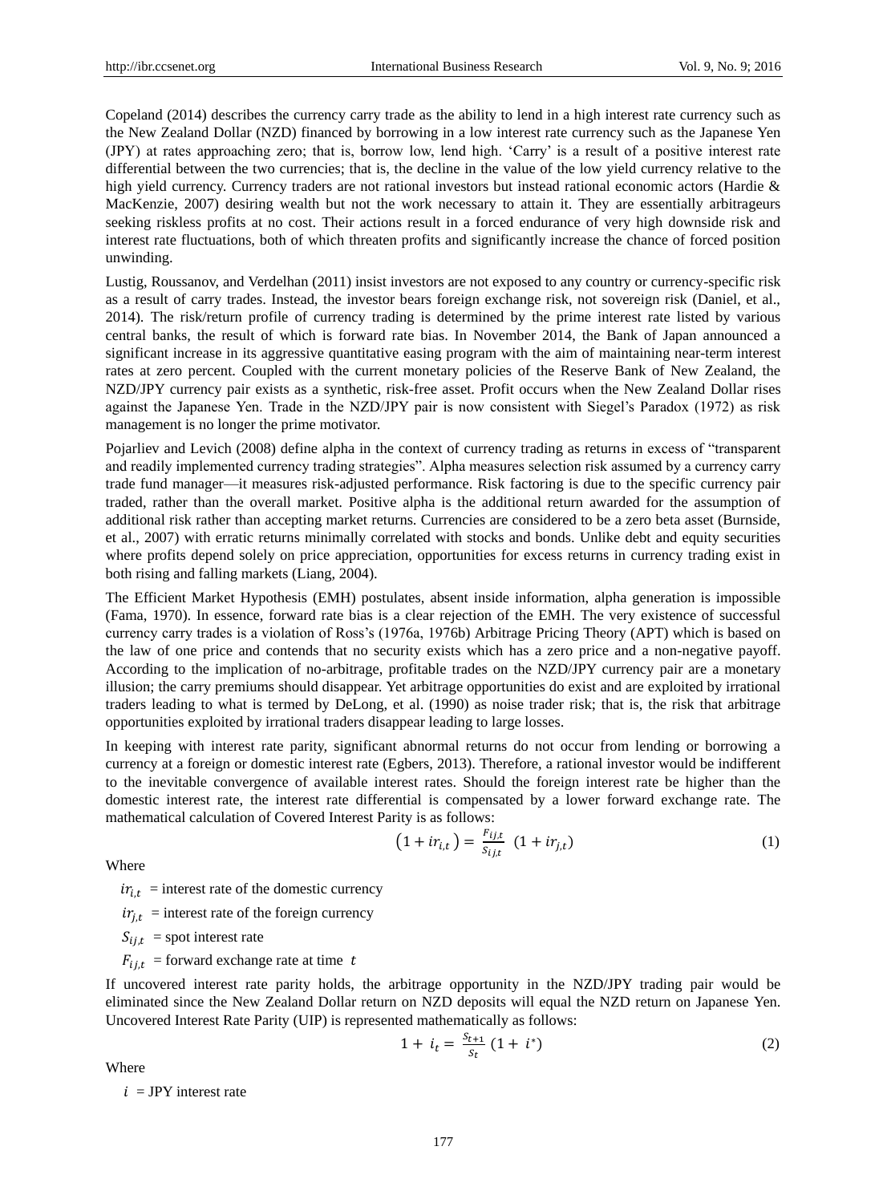Copeland (2014) describes the currency carry trade as the ability to lend in a high interest rate currency such as the New Zealand Dollar (NZD) financed by borrowing in a low interest rate currency such as the Japanese Yen (JPY) at rates approaching zero; that is, borrow low, lend high. 'Carry' is a result of a positive interest rate differential between the two currencies; that is, the decline in the value of the low yield currency relative to the high yield currency. Currency traders are not rational investors but instead rational economic actors (Hardie & MacKenzie, 2007) desiring wealth but not the work necessary to attain it. They are essentially arbitrageurs seeking riskless profits at no cost. Their actions result in a forced endurance of very high downside risk and interest rate fluctuations, both of which threaten profits and significantly increase the chance of forced position unwinding.

Lustig, Roussanov, and Verdelhan (2011) insist investors are not exposed to any country or currency-specific risk as a result of carry trades. Instead, the investor bears foreign exchange risk, not sovereign risk (Daniel, et al., 2014). The risk/return profile of currency trading is determined by the prime interest rate listed by various central banks, the result of which is forward rate bias. In November 2014, the Bank of Japan announced a significant increase in its aggressive quantitative easing program with the aim of maintaining near-term interest rates at zero percent. Coupled with the current monetary policies of the Reserve Bank of New Zealand, the NZD/JPY currency pair exists as a synthetic, risk-free asset. Profit occurs when the New Zealand Dollar rises against the Japanese Yen. Trade in the NZD/JPY pair is now consistent with Siegel's Paradox (1972) as risk management is no longer the prime motivator.

Pojarliev and Levich (2008) define alpha in the context of currency trading as returns in excess of "transparent and readily implemented currency trading strategies". Alpha measures selection risk assumed by a currency carry trade fund manager—it measures risk-adjusted performance. Risk factoring is due to the specific currency pair traded, rather than the overall market. Positive alpha is the additional return awarded for the assumption of additional risk rather than accepting market returns. Currencies are considered to be a zero beta asset (Burnside, et al., 2007) with erratic returns minimally correlated with stocks and bonds. Unlike debt and equity securities where profits depend solely on price appreciation, opportunities for excess returns in currency trading exist in both rising and falling markets (Liang, 2004).

The Efficient Market Hypothesis (EMH) postulates, absent inside information, alpha generation is impossible (Fama, 1970). In essence, forward rate bias is a clear rejection of the EMH. The very existence of successful currency carry trades is a violation of Ross's (1976a, 1976b) Arbitrage Pricing Theory (APT) which is based on the law of one price and contends that no security exists which has a zero price and a non-negative payoff. According to the implication of no-arbitrage, profitable trades on the NZD/JPY currency pair are a monetary illusion; the carry premiums should disappear. Yet arbitrage opportunities do exist and are exploited by irrational traders leading to what is termed by DeLong, et al. (1990) as noise trader risk; that is, the risk that arbitrage opportunities exploited by irrational traders disappear leading to large losses.

In keeping with interest rate parity, significant abnormal returns do not occur from lending or borrowing a currency at a foreign or domestic interest rate (Egbers, 2013). Therefore, a rational investor would be indifferent to the inevitable convergence of available interest rates. Should the foreign interest rate be higher than the domestic interest rate, the interest rate differential is compensated by a lower forward exchange rate. The mathematical calculation of Covered Interest Parity is as follows:

$$\left(1 + ir_{i,t}\right) = \frac{F_{ij,t}}{S_{ij,t}}\ \left(1 + ir_{j,t}\right) \tag{1}$$

Where

$ir_{i,t}$ = interest rate of the domestic currency

$ir_{j,t}$ = interest rate of the foreign currency

$S_{ij,t}$ = spot interest rate

$F_{ij,t}$ = forward exchange rate at time $t$

If uncovered interest rate parity holds, the arbitrage opportunity in the NZD/JPY trading pair would be eliminated since the New Zealand Dollar return on NZD deposits will equal the NZD return on Japanese Yen. Uncovered Interest Rate Parity (UIP) is represented mathematically as follows:

$$1 + i_t = \frac{S_{t+1}}{S_t}\left(1 + i^*\right) \tag{2}$$

Where

$i$ = JPY interest rate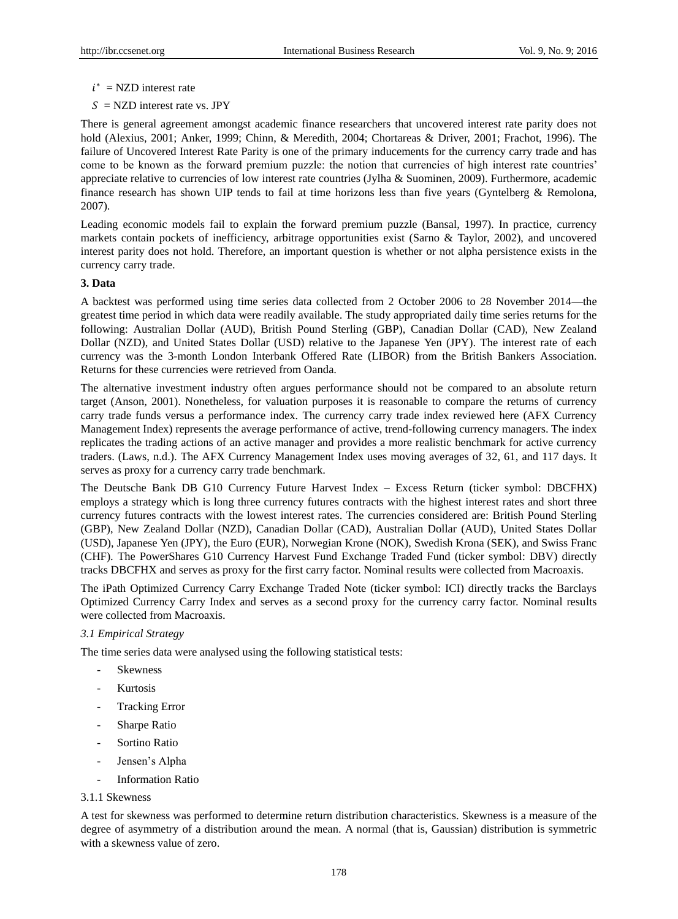$i^*$ = NZD interest rate

$S$ = NZD interest rate vs. JPY

There is general agreement amongst academic finance researchers that uncovered interest rate parity does not hold (Alexius, 2001; Anker, 1999; Chinn, & Meredith, 2004; Chortareas & Driver, 2001; Frachot, 1996). The failure of Uncovered Interest Rate Parity is one of the primary inducements for the currency carry trade and has come to be known as the forward premium puzzle: the notion that currencies of high interest rate countries' appreciate relative to currencies of low interest rate countries (Jylha & Suominen, 2009). Furthermore, academic finance research has shown UIP tends to fail at time horizons less than five years (Gyntelberg & Remolona, 2007).

Leading economic models fail to explain the forward premium puzzle (Bansal, 1997). In practice, currency markets contain pockets of inefficiency, arbitrage opportunities exist (Sarno & Taylor, 2002), and uncovered interest parity does not hold. Therefore, an important question is whether or not alpha persistence exists in the currency carry trade.

## 3. Data

A backtest was performed using time series data collected from 2 October 2006 to 28 November 2014—the greatest time period in which data were readily available. The study appropriated daily time series returns for the following: Australian Dollar (AUD), British Pound Sterling (GBP), Canadian Dollar (CAD), New Zealand Dollar (NZD), and United States Dollar (USD) relative to the Japanese Yen (JPY). The interest rate of each currency was the 3-month London Interbank Offered Rate (LIBOR) from the British Bankers Association. Returns for these currencies were retrieved from Oanda.

The alternative investment industry often argues performance should not be compared to an absolute return target (Anson, 2001). Nonetheless, for valuation purposes it is reasonable to compare the returns of currency carry trade funds versus a performance index. The currency carry trade index reviewed here (AFX Currency Management Index) represents the average performance of active, trend-following currency managers. The index replicates the trading actions of an active manager and provides a more realistic benchmark for active currency traders. (Laws, n.d.). The AFX Currency Management Index uses moving averages of 32, 61, and 117 days. It serves as proxy for a currency carry trade benchmark.

The Deutsche Bank DB G10 Currency Future Harvest Index – Excess Return (ticker symbol: DBCFHX) employs a strategy which is long three currency futures contracts with the highest interest rates and short three currency futures contracts with the lowest interest rates. The currencies considered are: British Pound Sterling (GBP), New Zealand Dollar (NZD), Canadian Dollar (CAD), Australian Dollar (AUD), United States Dollar (USD), Japanese Yen (JPY), the Euro (EUR), Norwegian Krone (NOK), Swedish Krona (SEK), and Swiss Franc (CHF). The PowerShares G10 Currency Harvest Fund Exchange Traded Fund (ticker symbol: DBV) directly tracks DBCFHX and serves as proxy for the first carry factor. Nominal results were collected from Macroaxis.

The iPath Optimized Currency Carry Exchange Traded Note (ticker symbol: ICI) directly tracks the Barclays Optimized Currency Carry Index and serves as a second proxy for the currency carry factor. Nominal results were collected from Macroaxis.

### *3.1 Empirical Strategy*

The time series data were analysed using the following statistical tests:

- Skewness
- Kurtosis
- Tracking Error
- Sharpe Ratio
- Sortino Ratio
- Jensen's Alpha
- Information Ratio

#### 3.1.1 Skewness

A test for skewness was performed to determine return distribution characteristics. Skewness is a measure of the degree of asymmetry of a distribution around the mean. A normal (that is, Gaussian) distribution is symmetric with a skewness value of zero.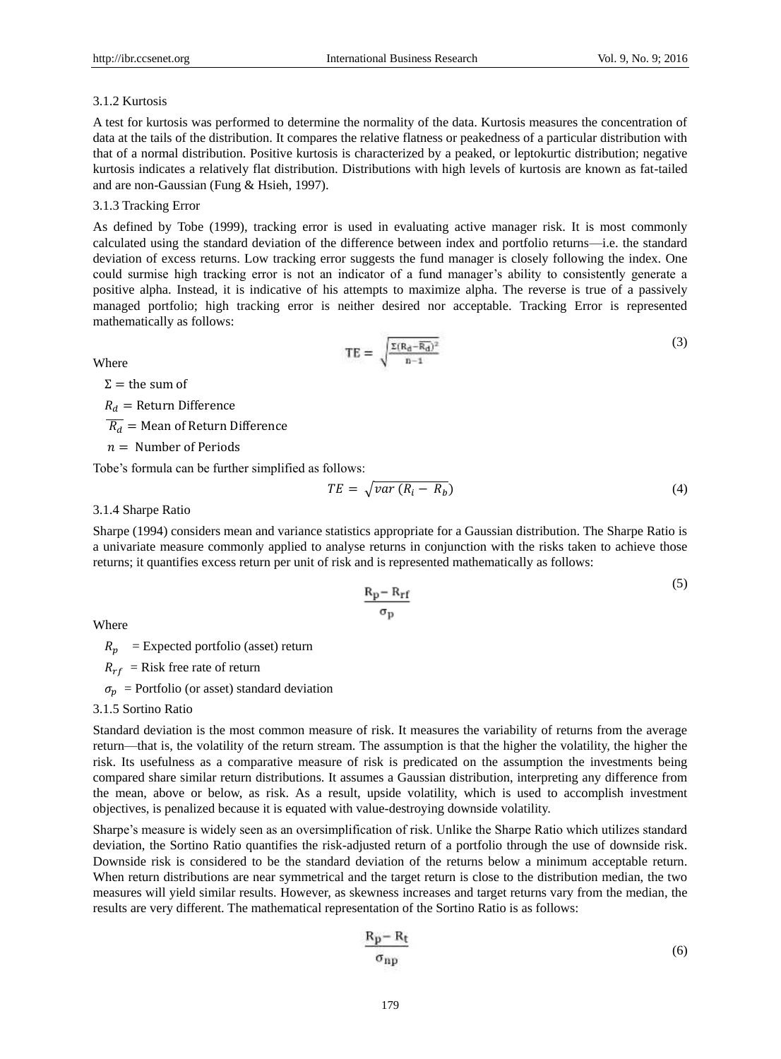#### 3.1.2 Kurtosis

A test for kurtosis was performed to determine the normality of the data. Kurtosis measures the concentration of data at the tails of the distribution. It compares the relative flatness or peakedness of a particular distribution with that of a normal distribution. Positive kurtosis is characterized by a peaked, or leptokurtic distribution; negative kurtosis indicates a relatively flat distribution. Distributions with high levels of kurtosis are known as fat-tailed and are non-Gaussian (Fung & Hsieh, 1997).

#### 3.1.3 Tracking Error

As defined by Tobe (1999), tracking error is used in evaluating active manager risk. It is most commonly calculated using the standard deviation of the difference between index and portfolio returns—i.e. the standard deviation of excess returns. Low tracking error suggests the fund manager is closely following the index. One could surmise high tracking error is not an indicator of a fund manager's ability to consistently generate a positive alpha. Instead, it is indicative of his attempts to maximize alpha. The reverse is true of a passively managed portfolio; high tracking error is neither desired nor acceptable. Tracking Error is represented mathematically as follows:

$$TE = \sqrt{\frac{\Sigma(R_d - \overline{R_d})^2}{n-1}} \tag{3}$$

Where

$\Sigma =$ the sum of

$R_d =$ Return Difference

$\overline{R_d} =$ Mean of Return Difference

$n =$ Number of Periods

Tobe's formula can be further simplified as follows:

$$TE = \sqrt{var\,(R_i - R_b)} \tag{4}$$

#### 3.1.4 Sharpe Ratio

Sharpe (1994) considers mean and variance statistics appropriate for a Gaussian distribution. The Sharpe Ratio is a univariate measure commonly applied to analyse returns in conjunction with the risks taken to achieve those returns; it quantifies excess return per unit of risk and is represented mathematically as follows:

$$\frac{R_p - R_{rf}}{\sigma_p} \tag{5}$$

Where

$R_p$ = Expected portfolio (asset) return

$R_{rf}$ = Risk free rate of return

$\sigma_p$ = Portfolio (or asset) standard deviation

#### 3.1.5 Sortino Ratio

Standard deviation is the most common measure of risk. It measures the variability of returns from the average return—that is, the volatility of the return stream. The assumption is that the higher the volatility, the higher the risk. Its usefulness as a comparative measure of risk is predicated on the assumption the investments being compared share similar return distributions. It assumes a Gaussian distribution, interpreting any difference from the mean, above or below, as risk. As a result, upside volatility, which is used to accomplish investment objectives, is penalized because it is equated with value-destroying downside volatility.

Sharpe's measure is widely seen as an oversimplification of risk. Unlike the Sharpe Ratio which utilizes standard deviation, the Sortino Ratio quantifies the risk-adjusted return of a portfolio through the use of downside risk. Downside risk is considered to be the standard deviation of the returns below a minimum acceptable return. When return distributions are near symmetrical and the target return is close to the distribution median, the two measures will yield similar results. However, as skewness increases and target returns vary from the median, the results are very different. The mathematical representation of the Sortino Ratio is as follows:

$$\frac{R_p - R_t}{\sigma_{np}} \tag{6}$$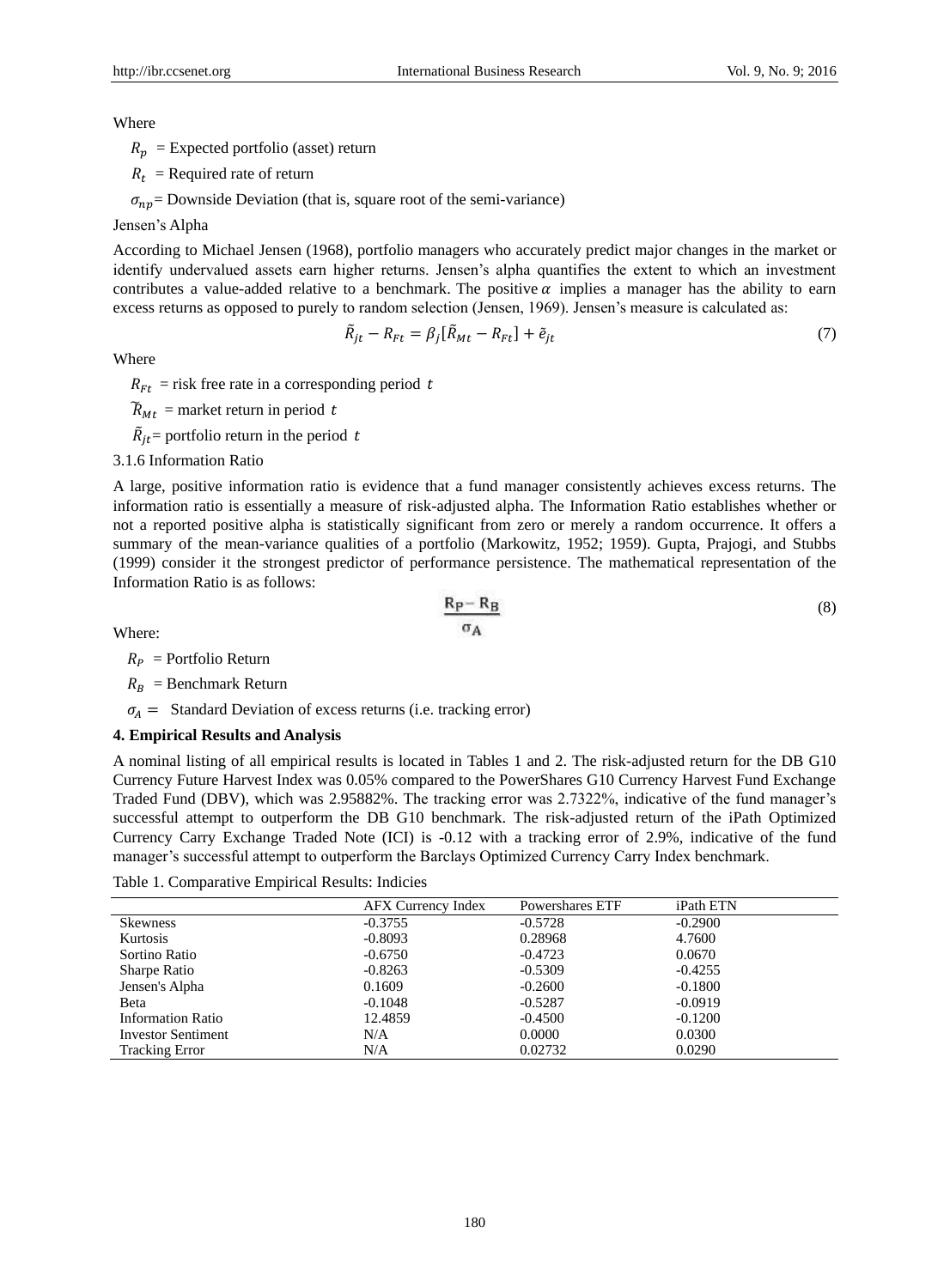Where

$R_p$ = Expected portfolio (asset) return

$R_t$ = Required rate of return

$\sigma_{np}$= Downside Deviation (that is, square root of the semi-variance)

Jensen's Alpha

According to Michael Jensen (1968), portfolio managers who accurately predict major changes in the market or identify undervalued assets earn higher returns. Jensen's alpha quantifies the extent to which an investment contributes a value-added relative to a benchmark. The positive $\alpha$ implies a manager has the ability to earn excess returns as opposed to purely to random selection (Jensen, 1969). Jensen's measure is calculated as:

$$\tilde{R}_{jt} - R_{Ft} = \beta_j[\tilde{R}_{Mt} - R_{Ft}] + \tilde{e}_{jt} \tag{7}$$

Where

$R_{Ft}$ = risk free rate in a corresponding period $t$

$\tilde{R}_{Mt}$ = market return in period $t$

$\tilde{R}_{jt}$= portfolio return in the period $t$

3.1.6 Information Ratio

A large, positive information ratio is evidence that a fund manager consistently achieves excess returns. The information ratio is essentially a measure of risk-adjusted alpha. The Information Ratio establishes whether or not a reported positive alpha is statistically significant from zero or merely a random occurrence. It offers a summary of the mean-variance qualities of a portfolio (Markowitz, 1952; 1959). Gupta, Prajogi, and Stubbs (1999) consider it the strongest predictor of performance persistence. The mathematical representation of the Information Ratio is as follows:

$$\frac{R_P - R_B}{\sigma_A} \tag{8}$$

Where:

$R_P$ = Portfolio Return

$R_B$ = Benchmark Return

$\sigma_A =$ Standard Deviation of excess returns (i.e. tracking error)

## 4. Empirical Results and Analysis

A nominal listing of all empirical results is located in Tables 1 and 2. The risk-adjusted return for the DB G10 Currency Future Harvest Index was 0.05% compared to the PowerShares G10 Currency Harvest Fund Exchange Traded Fund (DBV), which was 2.95882%. The tracking error was 2.7322%, indicative of the fund manager's successful attempt to outperform the DB G10 benchmark. The risk-adjusted return of the iPath Optimized Currency Carry Exchange Traded Note (ICI) is -0.12 with a tracking error of 2.9%, indicative of the fund manager's successful attempt to outperform the Barclays Optimized Currency Carry Index benchmark.

Table 1. Comparative Empirical Results: Indicies

| | AFX Currency Index | Powershares ETF | iPath ETN |
|---|---|---|---|
| Skewness | -0.3755 | -0.5728 | -0.2900 |
| Kurtosis | -0.8093 | 0.28968 | 4.7600 |
| Sortino Ratio | -0.6750 | -0.4723 | 0.0670 |
| Sharpe Ratio | -0.8263 | -0.5309 | -0.4255 |
| Jensen's Alpha | 0.1609 | -0.2600 | -0.1800 |
| Beta | -0.1048 | -0.5287 | -0.0919 |
| Information Ratio | 12.4859 | -0.4500 | -0.1200 |
| Investor Sentiment | N/A | 0.0000 | 0.0300 |
| Tracking Error | N/A | 0.02732 | 0.0290 |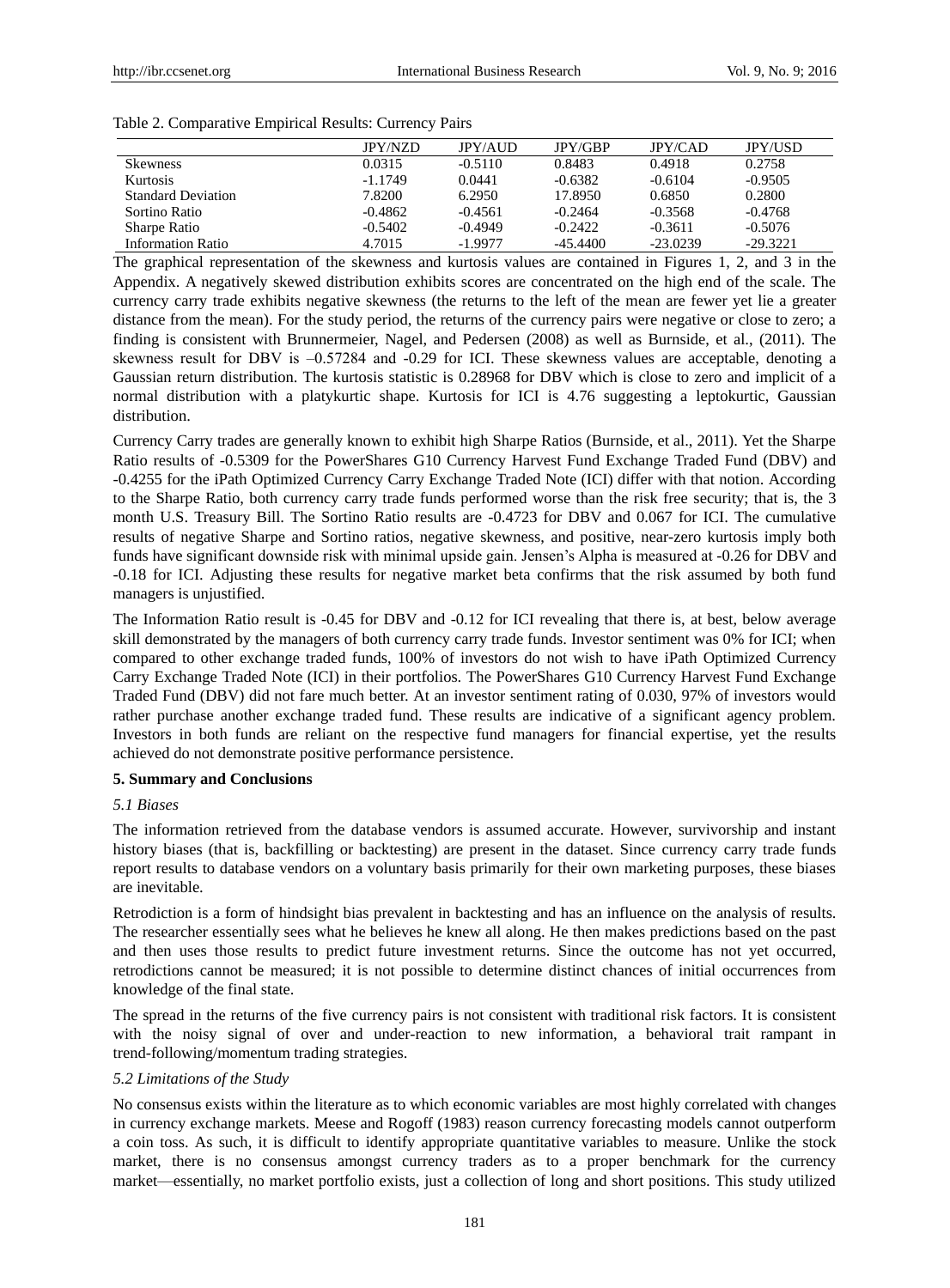Table 2. Comparative Empirical Results: Currency Pairs

| | JPY/NZD | JPY/AUD | JPY/GBP | JPY/CAD | JPY/USD |
|---|---|---|---|---|---|
| Skewness | 0.0315 | -0.5110 | 0.8483 | 0.4918 | 0.2758 |
| Kurtosis | -1.1749 | 0.0441 | -0.6382 | -0.6104 | -0.9505 |
| Standard Deviation | 7.8200 | 6.2950 | 17.8950 | 0.6850 | 0.2800 |
| Sortino Ratio | -0.4862 | -0.4561 | -0.2464 | -0.3568 | -0.4768 |
| Sharpe Ratio | -0.5402 | -0.4949 | -0.2422 | -0.3611 | -0.5076 |
| Information Ratio | 4.7015 | -1.9977 | -45.4400 | -23.0239 | -29.3221 |

The graphical representation of the skewness and kurtosis values are contained in Figures 1, 2, and 3 in the Appendix. A negatively skewed distribution exhibits scores are concentrated on the high end of the scale. The currency carry trade exhibits negative skewness (the returns to the left of the mean are fewer yet lie a greater distance from the mean). For the study period, the returns of the currency pairs were negative or close to zero; a finding is consistent with Brunnermeier, Nagel, and Pedersen (2008) as well as Burnside, et al., (2011). The skewness result for DBV is –0.57284 and -0.29 for ICI. These skewness values are acceptable, denoting a Gaussian return distribution. The kurtosis statistic is 0.28968 for DBV which is close to zero and implicit of a normal distribution with a platykurtic shape. Kurtosis for ICI is 4.76 suggesting a leptokurtic, Gaussian distribution.

Currency Carry trades are generally known to exhibit high Sharpe Ratios (Burnside, et al., 2011). Yet the Sharpe Ratio results of -0.5309 for the PowerShares G10 Currency Harvest Fund Exchange Traded Fund (DBV) and -0.4255 for the iPath Optimized Currency Carry Exchange Traded Note (ICI) differ with that notion. According to the Sharpe Ratio, both currency carry trade funds performed worse than the risk free security; that is, the 3 month U.S. Treasury Bill. The Sortino Ratio results are -0.4723 for DBV and 0.067 for ICI. The cumulative results of negative Sharpe and Sortino ratios, negative skewness, and positive, near-zero kurtosis imply both funds have significant downside risk with minimal upside gain. Jensen's Alpha is measured at -0.26 for DBV and -0.18 for ICI. Adjusting these results for negative market beta confirms that the risk assumed by both fund managers is unjustified.

The Information Ratio result is -0.45 for DBV and -0.12 for ICI revealing that there is, at best, below average skill demonstrated by the managers of both currency carry trade funds. Investor sentiment was 0% for ICI; when compared to other exchange traded funds, 100% of investors do not wish to have iPath Optimized Currency Carry Exchange Traded Note (ICI) in their portfolios. The PowerShares G10 Currency Harvest Fund Exchange Traded Fund (DBV) did not fare much better. At an investor sentiment rating of 0.030, 97% of investors would rather purchase another exchange traded fund. These results are indicative of a significant agency problem. Investors in both funds are reliant on the respective fund managers for financial expertise, yet the results achieved do not demonstrate positive performance persistence.

## 5. Summary and Conclusions

### *5.1 Biases*

The information retrieved from the database vendors is assumed accurate. However, survivorship and instant history biases (that is, backfilling or backtesting) are present in the dataset. Since currency carry trade funds report results to database vendors on a voluntary basis primarily for their own marketing purposes, these biases are inevitable.

Retrodiction is a form of hindsight bias prevalent in backtesting and has an influence on the analysis of results. The researcher essentially sees what he believes he knew all along. He then makes predictions based on the past and then uses those results to predict future investment returns. Since the outcome has not yet occurred, retrodictions cannot be measured; it is not possible to determine distinct chances of initial occurrences from knowledge of the final state.

The spread in the returns of the five currency pairs is not consistent with traditional risk factors. It is consistent with the noisy signal of over and under-reaction to new information, a behavioral trait rampant in trend-following/momentum trading strategies.

### *5.2 Limitations of the Study*

No consensus exists within the literature as to which economic variables are most highly correlated with changes in currency exchange markets. Meese and Rogoff (1983) reason currency forecasting models cannot outperform a coin toss. As such, it is difficult to identify appropriate quantitative variables to measure. Unlike the stock market, there is no consensus amongst currency traders as to a proper benchmark for the currency market—essentially, no market portfolio exists, just a collection of long and short positions. This study utilized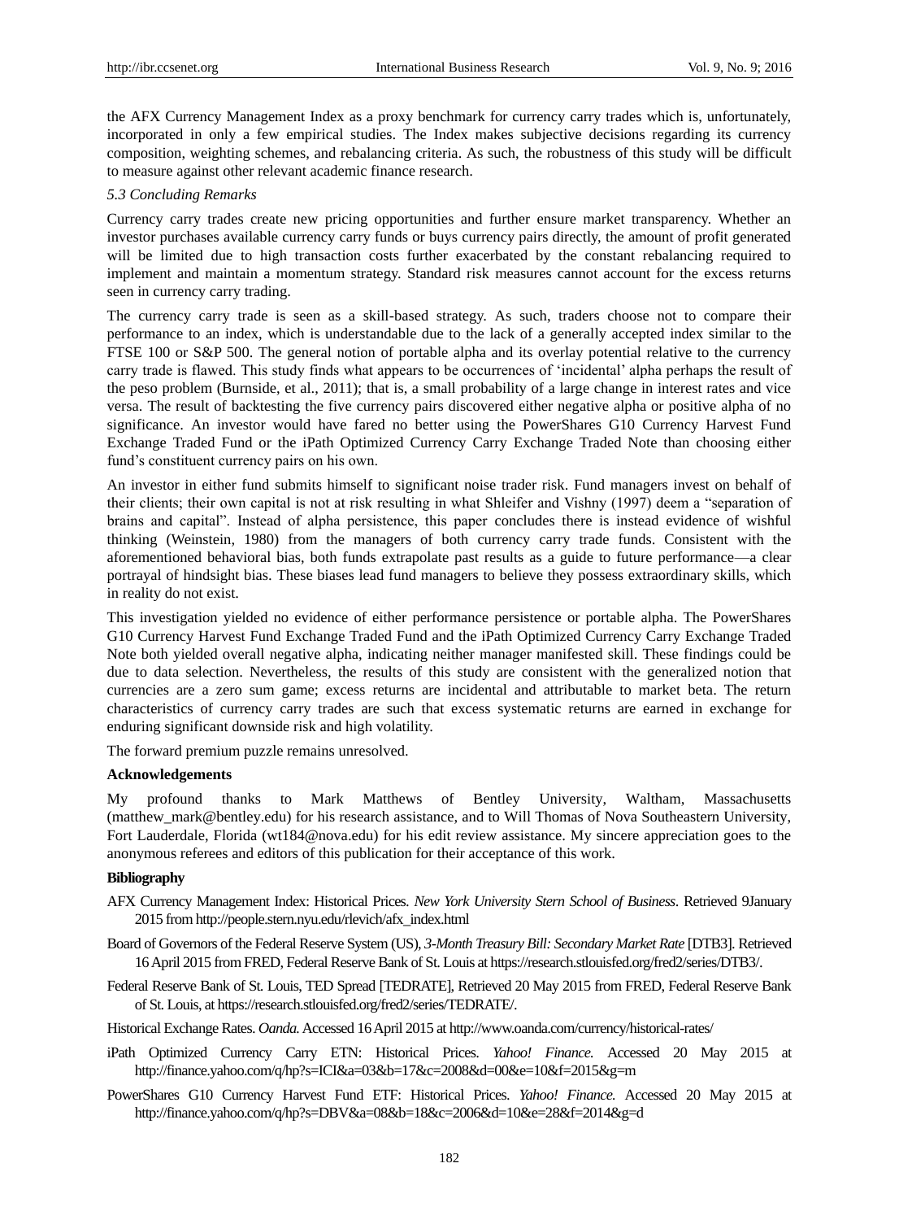the AFX Currency Management Index as a proxy benchmark for currency carry trades which is, unfortunately, incorporated in only a few empirical studies. The Index makes subjective decisions regarding its currency composition, weighting schemes, and rebalancing criteria. As such, the robustness of this study will be difficult to measure against other relevant academic finance research.

*5.3 Concluding Remarks*

Currency carry trades create new pricing opportunities and further ensure market transparency. Whether an investor purchases available currency carry funds or buys currency pairs directly, the amount of profit generated will be limited due to high transaction costs further exacerbated by the constant rebalancing required to implement and maintain a momentum strategy. Standard risk measures cannot account for the excess returns seen in currency carry trading.

The currency carry trade is seen as a skill-based strategy. As such, traders choose not to compare their performance to an index, which is understandable due to the lack of a generally accepted index similar to the FTSE 100 or S&P 500. The general notion of portable alpha and its overlay potential relative to the currency carry trade is flawed. This study finds what appears to be occurrences of 'incidental' alpha perhaps the result of the peso problem (Burnside, et al., 2011); that is, a small probability of a large change in interest rates and vice versa. The result of backtesting the five currency pairs discovered either negative alpha or positive alpha of no significance. An investor would have fared no better using the PowerShares G10 Currency Harvest Fund Exchange Traded Fund or the iPath Optimized Currency Carry Exchange Traded Note than choosing either fund's constituent currency pairs on his own.

An investor in either fund submits himself to significant noise trader risk. Fund managers invest on behalf of their clients; their own capital is not at risk resulting in what Shleifer and Vishny (1997) deem a "separation of brains and capital". Instead of alpha persistence, this paper concludes there is instead evidence of wishful thinking (Weinstein, 1980) from the managers of both currency carry trade funds. Consistent with the aforementioned behavioral bias, both funds extrapolate past results as a guide to future performance—a clear portrayal of hindsight bias. These biases lead fund managers to believe they possess extraordinary skills, which in reality do not exist.

This investigation yielded no evidence of either performance persistence or portable alpha. The PowerShares G10 Currency Harvest Fund Exchange Traded Fund and the iPath Optimized Currency Carry Exchange Traded Note both yielded overall negative alpha, indicating neither manager manifested skill. These findings could be due to data selection. Nevertheless, the results of this study are consistent with the generalized notion that currencies are a zero sum game; excess returns are incidental and attributable to market beta. The return characteristics of currency carry trades are such that excess systematic returns are earned in exchange for enduring significant downside risk and high volatility.

The forward premium puzzle remains unresolved.

**Acknowledgements**

My profound thanks to Mark Matthews of Bentley University, Waltham, Massachusetts (matthew_mark@bentley.edu) for his research assistance, and to Will Thomas of Nova Southeastern University, Fort Lauderdale, Florida (wt184@nova.edu) for his edit review assistance. My sincere appreciation goes to the anonymous referees and editors of this publication for their acceptance of this work.

**Bibliography**

AFX Currency Management Index: Historical Prices. *New York University Stern School of Business*. Retrieved 9January 2015 from http://people.stern.nyu.edu/rlevich/afx_index.html

Board of Governors of the Federal Reserve System (US), *3-Month Treasury Bill: Secondary Market Rate* [DTB3]. Retrieved 16 April 2015 from FRED, Federal Reserve Bank of St. Louis at https://research.stlouisfed.org/fred2/series/DTB3/.

Federal Reserve Bank of St. Louis, TED Spread [TEDRATE], Retrieved 20 May 2015 from FRED, Federal Reserve Bank of St. Louis, at https://research.stlouisfed.org/fred2/series/TEDRATE/.

Historical Exchange Rates. *Oanda.* Accessed 16 April 2015 at http://www.oanda.com/currency/historical-rates/

iPath Optimized Currency Carry ETN: Historical Prices. *Yahoo! Finance.* Accessed 20 May 2015 at http://finance.yahoo.com/q/hp?s=ICI&a=03&b=17&c=2008&d=00&e=10&f=2015&g=m

PowerShares G10 Currency Harvest Fund ETF: Historical Prices. *Yahoo! Finance.* Accessed 20 May 2015 at http://finance.yahoo.com/q/hp?s=DBV&a=08&b=18&c=2006&d=10&e=28&f=2014&g=d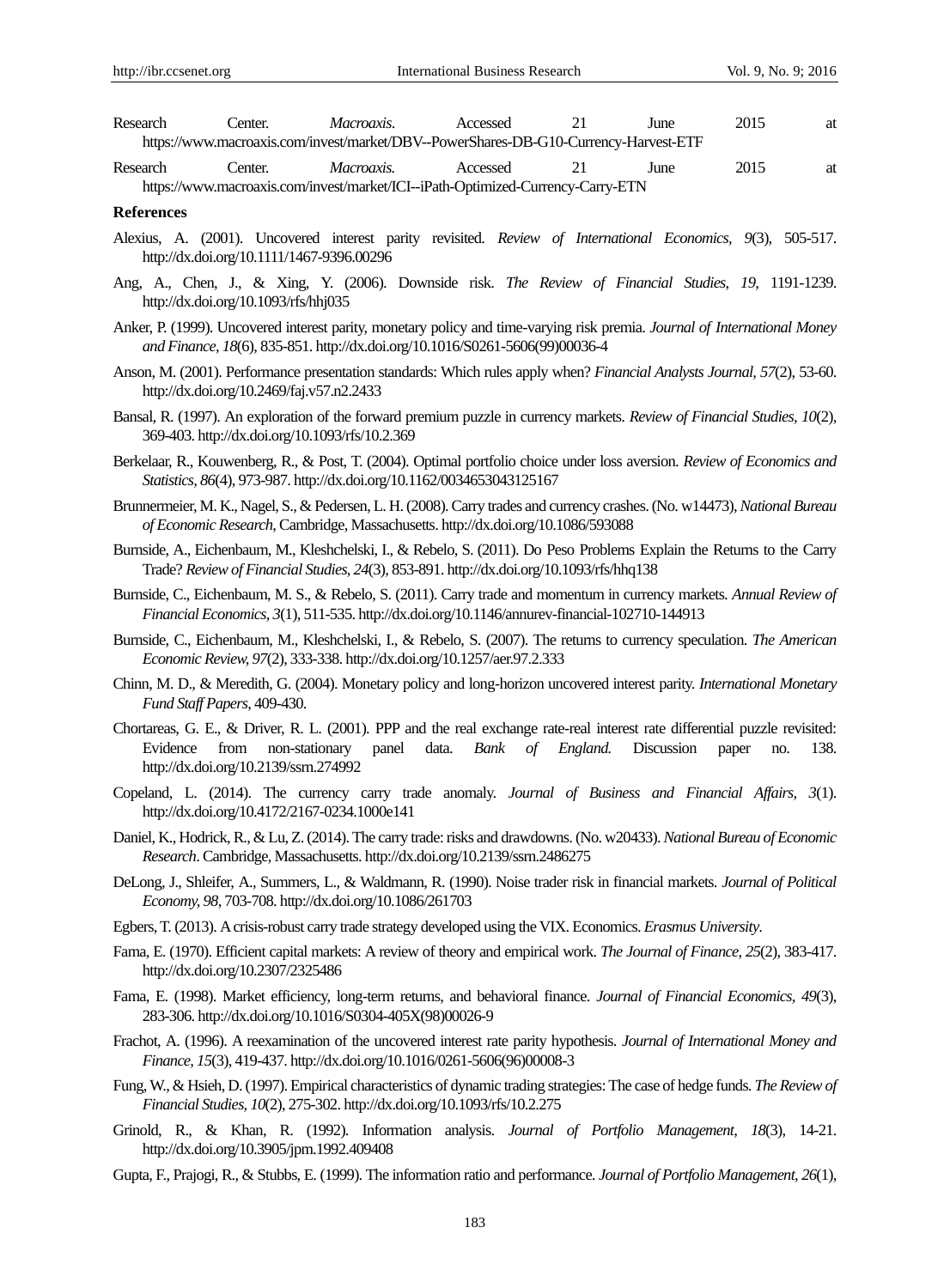Research Center. *Macroaxis*. Accessed 21 June 2015 at https://www.macroaxis.com/invest/market/DBV--PowerShares-DB-G10-Currency-Harvest-ETF

Research Center. *Macroaxis.* Accessed 21 June 2015 at https://www.macroaxis.com/invest/market/ICI--iPath-Optimized-Currency-Carry-ETN

## References

Alexius, A. (2001). Uncovered interest parity revisited. *Review of International Economics, 9*(3), 505-517. http://dx.doi.org/10.1111/1467-9396.00296

Ang, A., Chen, J., & Xing, Y. (2006). Downside risk. *The Review of Financial Studies, 19*, 1191-1239. http://dx.doi.org/10.1093/rfs/hhj035

Anker, P. (1999). Uncovered interest parity, monetary policy and time-varying risk premia. *Journal of International Money and Finance, 18*(6), 835-851. http://dx.doi.org/10.1016/S0261-5606(99)00036-4

Anson, M. (2001). Performance presentation standards: Which rules apply when? *Financial Analysts Journal, 57*(2), 53-60. http://dx.doi.org/10.2469/faj.v57.n2.2433

Bansal, R. (1997). An exploration of the forward premium puzzle in currency markets. *Review of Financial Studies, 10*(2), 369-403. http://dx.doi.org/10.1093/rfs/10.2.369

Berkelaar, R., Kouwenberg, R., & Post, T. (2004). Optimal portfolio choice under loss aversion. *Review of Economics and Statistics, 86*(4), 973-987. http://dx.doi.org/10.1162/0034653043125167

Brunnermeier, M. K., Nagel, S., & Pedersen, L. H. (2008). Carry trades and currency crashes. (No. w14473), *National Bureau of Economic Research*, Cambridge, Massachusetts. http://dx.doi.org/10.1086/593088

Burnside, A., Eichenbaum, M., Kleshchelski, I., & Rebelo, S. (2011). Do Peso Problems Explain the Returns to the Carry Trade? *Review of Financial Studies, 24*(3), 853-891. http://dx.doi.org/10.1093/rfs/hhq138

Burnside, C., Eichenbaum, M. S., & Rebelo, S. (2011). Carry trade and momentum in currency markets. *Annual Review of Financial Economics, 3*(1), 511-535. http://dx.doi.org/10.1146/annurev-financial-102710-144913

Burnside, C., Eichenbaum, M., Kleshchelski, I., & Rebelo, S. (2007). The returns to currency speculation. *The American Economic Review, 97*(2), 333-338. http://dx.doi.org/10.1257/aer.97.2.333

Chinn, M. D., & Meredith, G. (2004). Monetary policy and long-horizon uncovered interest parity. *International Monetary Fund Staff Papers*, 409-430.

Chortareas, G. E., & Driver, R. L. (2001). PPP and the real exchange rate-real interest rate differential puzzle revisited: Evidence from non-stationary panel data. *Bank of England.* Discussion paper no. 138. http://dx.doi.org/10.2139/ssrn.274992

Copeland, L. (2014). The currency carry trade anomaly. *Journal of Business and Financial Affairs, 3*(1). http://dx.doi.org/10.4172/2167-0234.1000e141

Daniel, K., Hodrick, R., & Lu, Z. (2014). The carry trade: risks and drawdowns. (No. w20433). *National Bureau of Economic Research*. Cambridge, Massachusetts. http://dx.doi.org/10.2139/ssrn.2486275

DeLong, J., Shleifer, A., Summers, L., & Waldmann, R. (1990). Noise trader risk in financial markets. *Journal of Political Economy, 98*, 703-708. http://dx.doi.org/10.1086/261703

Egbers, T. (2013). A crisis-robust carry trade strategy developed using the VIX. Economics. *Erasmus University*.

Fama, E. (1970). Efficient capital markets: A review of theory and empirical work. *The Journal of Finance, 25*(2), 383-417. http://dx.doi.org/10.2307/2325486

Fama, E. (1998). Market efficiency, long-term returns, and behavioral finance. *Journal of Financial Economics, 49*(3), 283-306. http://dx.doi.org/10.1016/S0304-405X(98)00026-9

Frachot, A. (1996). A reexamination of the uncovered interest rate parity hypothesis. *Journal of International Money and Finance, 15*(3), 419-437. http://dx.doi.org/10.1016/0261-5606(96)00008-3

Fung, W., & Hsieh, D. (1997). Empirical characteristics of dynamic trading strategies: The case of hedge funds. *The Review of Financial Studies, 10*(2), 275-302. http://dx.doi.org/10.1093/rfs/10.2.275

Grinold, R., & Khan, R. (1992). Information analysis. *Journal of Portfolio Management, 18*(3), 14-21. http://dx.doi.org/10.3905/jpm.1992.409408

Gupta, F., Prajogi, R., & Stubbs, E. (1999). The information ratio and performance. *Journal of Portfolio Management, 26*(1),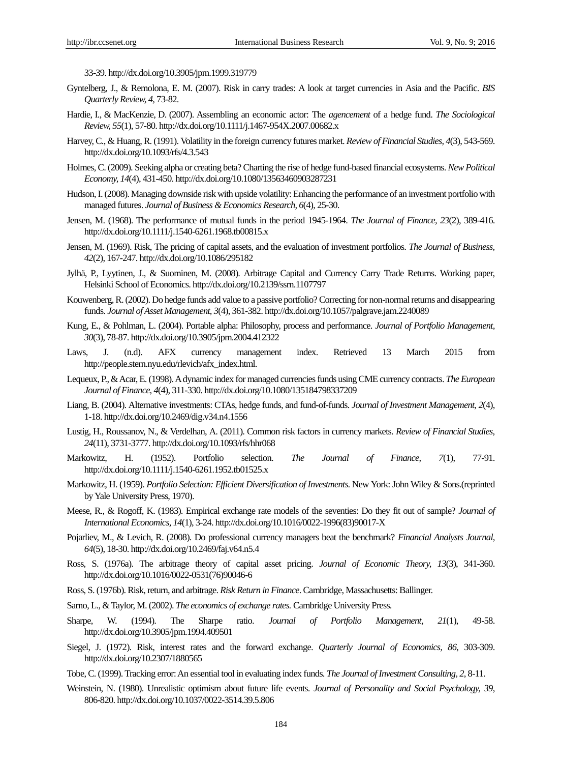33-39. http://dx.doi.org/10.3905/jpm.1999.319779

Gyntelberg, J., & Remolona, E. M. (2007). Risk in carry trades: A look at target currencies in Asia and the Pacific. *BIS Quarterly Review*, *4*, 73-82.

Hardie, I., & MacKenzie, D. (2007). Assembling an economic actor: The *agencement* of a hedge fund. *The Sociological Review, 55*(1), 57-80. http://dx.doi.org/10.1111/j.1467-954X.2007.00682.x

Harvey, C., & Huang, R. (1991). Volatility in the foreign currency futures market. *Review of Financial Studies, 4*(3), 543-569. http://dx.doi.org/10.1093/rfs/4.3.543

Holmes, C. (2009). Seeking alpha or creating beta? Charting the rise of hedge fund-based financial ecosystems. *New Political Economy, 14*(4), 431-450. http://dx.doi.org/10.1080/13563460903287231

Hudson, I. (2008). Managing downside risk with upside volatility: Enhancing the performance of an investment portfolio with managed futures. *Journal of Business & Economics Research, 6*(4), 25-30.

Jensen, M. (1968). The performance of mutual funds in the period 1945-1964. *The Journal of Finance, 23*(2), 389-416. http://dx.doi.org/10.1111/j.1540-6261.1968.tb00815.x

Jensen, M. (1969). Risk, The pricing of capital assets, and the evaluation of investment portfolios. *The Journal of Business, 42*(2), 167-247. http://dx.doi.org/10.1086/295182

Jylhä, P., Lyytinen, J., & Suominen, M. (2008). Arbitrage Capital and Currency Carry Trade Returns. Working paper, Helsinki School of Economics. http://dx.doi.org/10.2139/ssrn.1107797

Kouwenberg, R. (2002). Do hedge funds add value to a passive portfolio? Correcting for non-normal returns and disappearing funds. *Journal of Asset Management, 3*(4), 361-382. http://dx.doi.org/10.1057/palgrave.jam.2240089

Kung, E., & Pohlman, L. (2004). Portable alpha: Philosophy, process and performance. *Journal of Portfolio Management, 30*(3), 78-87. http://dx.doi.org/10.3905/jpm.2004.412322

Laws, J. (n.d). AFX currency management index. Retrieved 13 March 2015 from http://people.stern.nyu.edu/rlevich/afx_index.html.

Lequeux, P., & Acar, E. (1998). A dynamic index for managed currencies funds using CME currency contracts. *The European Journal of Finance, 4*(4), 311-330. http://dx.doi.org/10.1080/135184798337209

Liang, B. (2004). Alternative investments: CTAs, hedge funds, and fund-of-funds. *Journal of Investment Management, 2*(4), 1-18. http://dx.doi.org/10.2469/dig.v34.n4.1556

Lustig, H., Roussanov, N., & Verdelhan, A. (2011). Common risk factors in currency markets. *Review of Financial Studies, 24*(11), 3731-3777. http://dx.doi.org/10.1093/rfs/hhr068

Markowitz, H. (1952). Portfolio selection. *The Journal of Finance, 7*(1), 77-91. http://dx.doi.org/10.1111/j.1540-6261.1952.tb01525.x

Markowitz, H. (1959). *Portfolio Selection: Efficient Diversification of Investments.* New York: John Wiley & Sons.(reprinted by Yale University Press, 1970).

Meese, R., & Rogoff, K. (1983). Empirical exchange rate models of the seventies: Do they fit out of sample? *Journal of International Economics, 14*(1), 3-24. http://dx.doi.org/10.1016/0022-1996(83)90017-X

Pojarliev, M., & Levich, R. (2008). Do professional currency managers beat the benchmark? *Financial Analysts Journal, 64*(5), 18-30. http://dx.doi.org/10.2469/faj.v64.n5.4

Ross, S. (1976a). The arbitrage theory of capital asset pricing. *Journal of Economic Theory, 13*(3), 341-360. http://dx.doi.org/10.1016/0022-0531(76)90046-6

Ross, S. (1976b). Risk, return, and arbitrage. *Risk Return in Finance*. Cambridge, Massachusetts: Ballinger.

Sarno, L., & Taylor, M. (2002). *The economics of exchange rates.* Cambridge University Press.

Sharpe, W. (1994). The Sharpe ratio. *Journal of Portfolio Management, 21*(1), 49-58. http://dx.doi.org/10.3905/jpm.1994.409501

Siegel, J. (1972). Risk, interest rates and the forward exchange. *Quarterly Journal of Economics, 86*, 303-309. http://dx.doi.org/10.2307/1880565

Tobe, C. (1999). Tracking error: An essential tool in evaluating index funds. *The Journal of Investment Consulting, 2,* 8-11.

Weinstein, N. (1980). Unrealistic optimism about future life events. *Journal of Personality and Social Psychology, 39,* 806-820. http://dx.doi.org/10.1037/0022-3514.39.5.806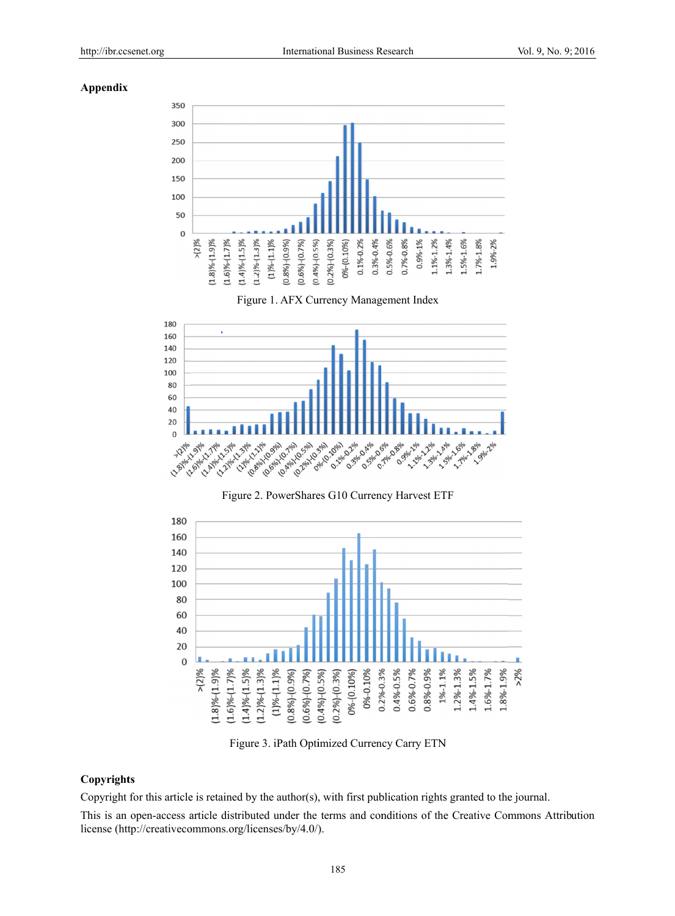## Appendix

350
300
250
200
150
100
50
0

>(2)%
(1.8)%-(1.9)%
(1.6)%-(1.7)%
(1.4)%-(1.5)%
(1.2)%-(1.3)%
(1)%-(1.1)%
(0.8)%-(0.9)%
(0.6)%-(0.7)%
(0.4)%-(0.5)%
(0.2)%-(0.3)%
0%-(0.10%)
0.1%-0.2%
0.3%-0.4%
0.5%-0.6%
0.7%-0.8%
0.9%-1%
1.1%-1.2%
1.3%-1.4%
1.5%-1.6%
1.7%-1.8%
1.9%-2%

Figure 1. AFX Currency Management Index

180
160
140
120
100
80
60
40
20
0

>(2)%
(1.8)%-(1.9)%
(1.6)%-(1.7)%
(1.4)%-(1.5)%
(1.2)%-(1.3)%
(1)%-(1.1)%
(0.8)%-(0.9)%
(0.6)%-(0.7)%
(0.4)%-(0.5)%
(0.2)%-(0.3)%
0%-(0.10%)
0.1%-0.2%
0.3%-0.4%
0.5%-0.6%
0.7%-0.8%
0.9%-1%
1.1%-1.2%
1.3%-1.4%
1.5%-1.6%
1.7%-1.8%
1.9%-2%

Figure 2. PowerShares G10 Currency Harvest ETF

180
160
140
120
100
80
60
40
20
0

>(2)%
(1.8)%-(1.9)%
(1.6)%-(1.7)%
(1.4)%-(1.5)%
(1.2)%-(1.3)%
(1)%-(1.1)%
(0.8)%-(0.9)%
(0.6)%-(0.7)%
(0.4)%-(0.5)%
(0.2)%-(0.3)%
0%-(0.10%)
0%-0.10%
0.2%-0.3%
0.4%-0.5%
0.6%-0.7%
0.8%-0.9%
1%-1.1%
1.2%-1.3%
1.4%-1.5%
1.6%-1.7%
1.8%-1.9%
>2%

Figure 3. iPath Optimized Currency Carry ETN

## Copyrights

Copyright for this article is retained by the author(s), with first publication rights granted to the journal.

This is an open-access article distributed under the terms and conditions of the Creative Commons Attribution license (http://creativecommons.org/licenses/by/4.0/).